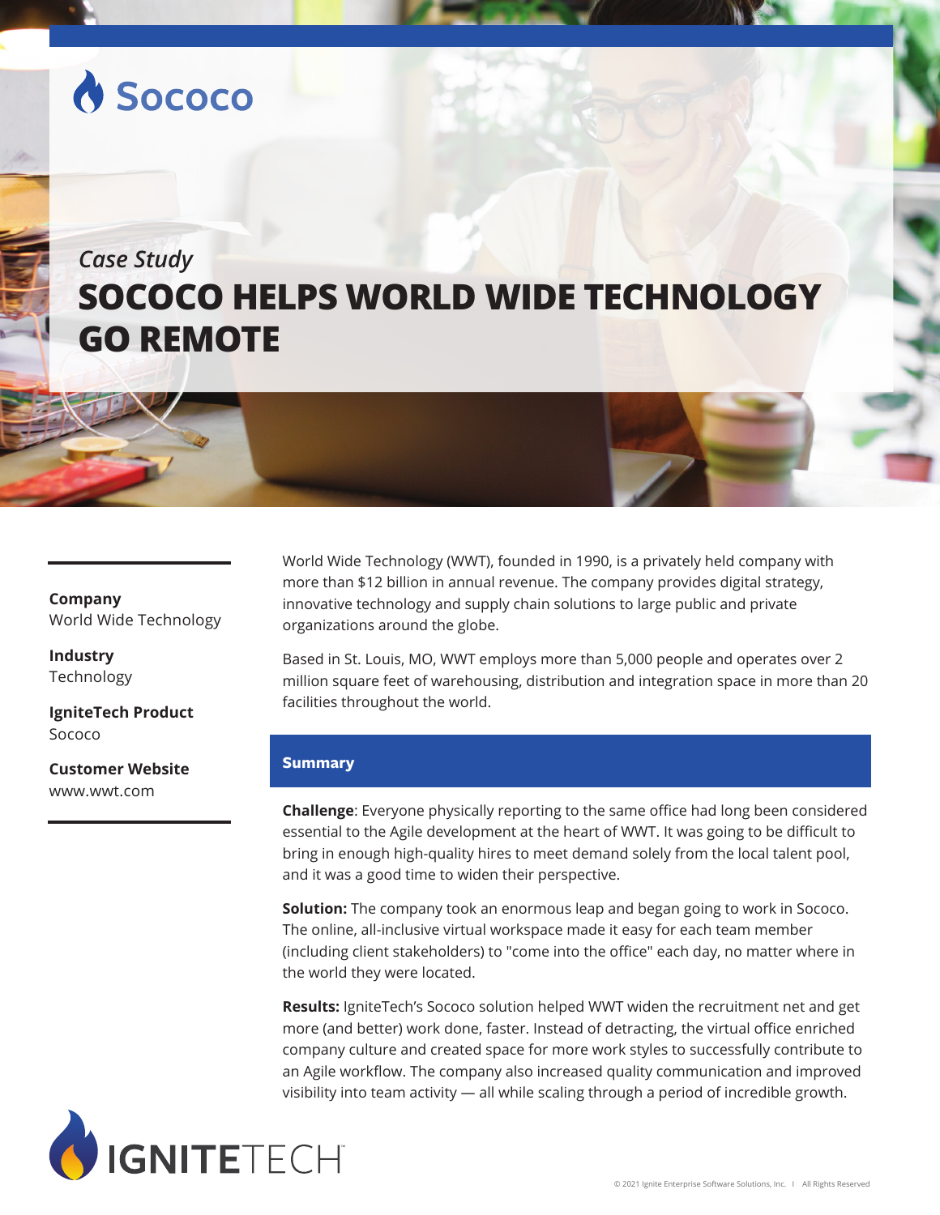Sococo

*Case Study*

# SOCOCO HELPS WORLD WIDE TECHNOLOGY GO REMOTE

**Company**
World Wide Technology

**Industry**
Technology

**IgniteTech Product**
Sococo

**Customer Website**
www.wwt.com

World Wide Technology (WWT), founded in 1990, is a privately held company with more than $12 billion in annual revenue. The company provides digital strategy, innovative technology and supply chain solutions to large public and private organizations around the globe.

Based in St. Louis, MO, WWT employs more than 5,000 people and operates over 2 million square feet of warehousing, distribution and integration space in more than 20 facilities throughout the world.

## Summary

**Challenge**: Everyone physically reporting to the same office had long been considered essential to the Agile development at the heart of WWT. It was going to be difficult to bring in enough high-quality hires to meet demand solely from the local talent pool, and it was a good time to widen their perspective.

**Solution:** The company took an enormous leap and began going to work in Sococo. The online, all-inclusive virtual workspace made it easy for each team member (including client stakeholders) to "come into the office" each day, no matter where in the world they were located.

**Results:** IgniteTech's Sococo solution helped WWT widen the recruitment net and get more (and better) work done, faster. Instead of detracting, the virtual office enriched company culture and created space for more work styles to successfully contribute to an Agile workflow. The company also increased quality communication and improved visibility into team activity — all while scaling through a period of incredible growth.

IGNITETECH

© 2021 Ignite Enterprise Software Solutions, Inc. | All Rights Reserved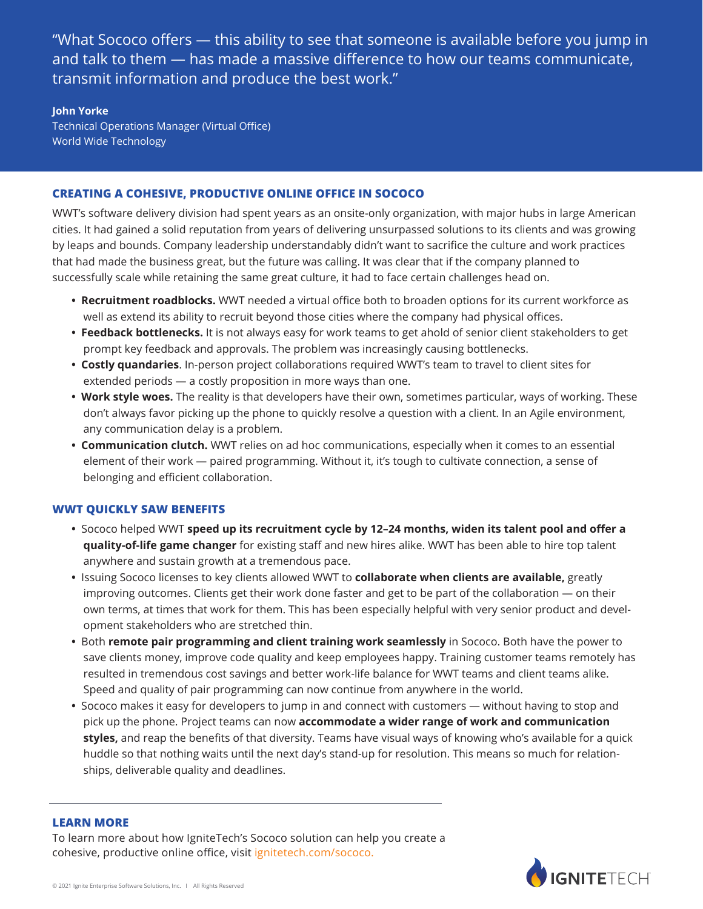"What Sococo offers — this ability to see that someone is available before you jump in and talk to them — has made a massive difference to how our teams communicate, transmit information and produce the best work."

**John Yorke**
Technical Operations Manager (Virtual Office)
World Wide Technology

## CREATING A COHESIVE, PRODUCTIVE ONLINE OFFICE IN SOCOCO

WWT's software delivery division had spent years as an onsite-only organization, with major hubs in large American cities. It had gained a solid reputation from years of delivering unsurpassed solutions to its clients and was growing by leaps and bounds. Company leadership understandably didn't want to sacrifice the culture and work practices that had made the business great, but the future was calling. It was clear that if the company planned to successfully scale while retaining the same great culture, it had to face certain challenges head on.

- **Recruitment roadblocks.** WWT needed a virtual office both to broaden options for its current workforce as well as extend its ability to recruit beyond those cities where the company had physical offices.
- **Feedback bottlenecks.** It is not always easy for work teams to get ahold of senior client stakeholders to get prompt key feedback and approvals. The problem was increasingly causing bottlenecks.
- **Costly quandaries**. In-person project collaborations required WWT's team to travel to client sites for extended periods — a costly proposition in more ways than one.
- **Work style woes.** The reality is that developers have their own, sometimes particular, ways of working. These don't always favor picking up the phone to quickly resolve a question with a client. In an Agile environment, any communication delay is a problem.
- **Communication clutch.** WWT relies on ad hoc communications, especially when it comes to an essential element of their work — paired programming. Without it, it's tough to cultivate connection, a sense of belonging and efficient collaboration.

## WWT QUICKLY SAW BENEFITS

- Sococo helped WWT **speed up its recruitment cycle by 12–24 months, widen its talent pool and offer a quality-of-life game changer** for existing staff and new hires alike. WWT has been able to hire top talent anywhere and sustain growth at a tremendous pace.
- Issuing Sococo licenses to key clients allowed WWT to **collaborate when clients are available,** greatly improving outcomes. Clients get their work done faster and get to be part of the collaboration — on their own terms, at times that work for them. This has been especially helpful with very senior product and development stakeholders who are stretched thin.
- Both **remote pair programming and client training work seamlessly** in Sococo. Both have the power to save clients money, improve code quality and keep employees happy. Training customer teams remotely has resulted in tremendous cost savings and better work-life balance for WWT teams and client teams alike. Speed and quality of pair programming can now continue from anywhere in the world.
- Sococo makes it easy for developers to jump in and connect with customers — without having to stop and pick up the phone. Project teams can now **accommodate a wider range of work and communication styles,** and reap the benefits of that diversity. Teams have visual ways of knowing who's available for a quick huddle so that nothing waits until the next day's stand-up for resolution. This means so much for relationships, deliverable quality and deadlines.

## LEARN MORE

To learn more about how IgniteTech's Sococo solution can help you create a cohesive, productive online office, visit ignitetech.com/sococo.

IGNITETECH

© 2021 Ignite Enterprise Software Solutions, Inc. | All Rights Reserved